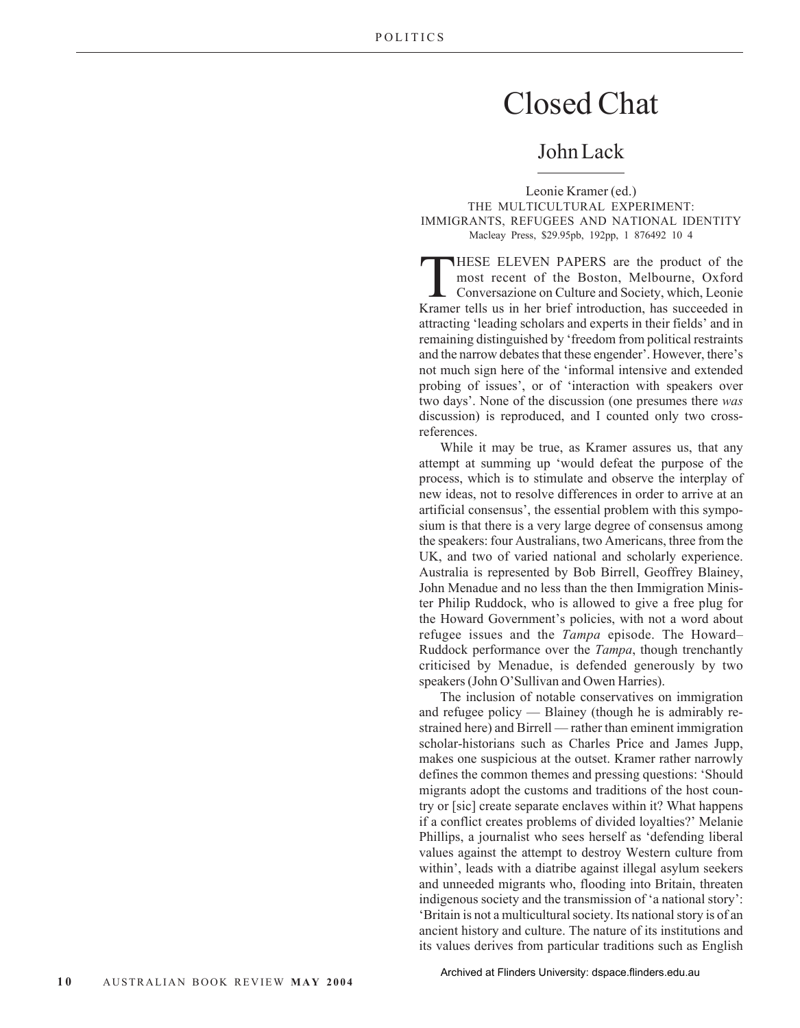# Closed Chat

## John Lack

Leonie Kramer (ed.)
THE MULTICULTURAL EXPERIMENT: IMMIGRANTS, REFUGEES AND NATIONAL IDENTITY
Macleay Press, $29.95pb, 192pp, 1 876492 10 4

THESE ELEVEN PAPERS are the product of the most recent of the Boston, Melbourne, Oxford Conversazione on Culture and Society, which, Leonie Kramer tells us in her brief introduction, has succeeded in attracting 'leading scholars and experts in their fields' and in remaining distinguished by 'freedom from political restraints and the narrow debates that these engender'. However, there's not much sign here of the 'informal intensive and extended probing of issues', or of 'interaction with speakers over two days'. None of the discussion (one presumes there *was* discussion) is reproduced, and I counted only two cross-references.

While it may be true, as Kramer assures us, that any attempt at summing up 'would defeat the purpose of the process, which is to stimulate and observe the interplay of new ideas, not to resolve differences in order to arrive at an artificial consensus', the essential problem with this symposium is that there is a very large degree of consensus among the speakers: four Australians, two Americans, three from the UK, and two of varied national and scholarly experience. Australia is represented by Bob Birrell, Geoffrey Blainey, John Menadue and no less than the then Immigration Minister Philip Ruddock, who is allowed to give a free plug for the Howard Government's policies, with not a word about refugee issues and the *Tampa* episode. The Howard–Ruddock performance over the *Tampa*, though trenchantly criticised by Menadue, is defended generously by two speakers (John O'Sullivan and Owen Harries).

The inclusion of notable conservatives on immigration and refugee policy — Blainey (though he is admirably restrained here) and Birrell — rather than eminent immigration scholar-historians such as Charles Price and James Jupp, makes one suspicious at the outset. Kramer rather narrowly defines the common themes and pressing questions: 'Should migrants adopt the customs and traditions of the host country or [sic] create separate enclaves within it? What happens if a conflict creates problems of divided loyalties?' Melanie Phillips, a journalist who sees herself as 'defending liberal values against the attempt to destroy Western culture from within', leads with a diatribe against illegal asylum seekers and unneeded migrants who, flooding into Britain, threaten indigenous society and the transmission of 'a national story': 'Britain is not a multicultural society. Its national story is of an ancient history and culture. The nature of its institutions and its values derives from particular traditions such as English

Archived at Flinders University: dspace.flinders.edu.au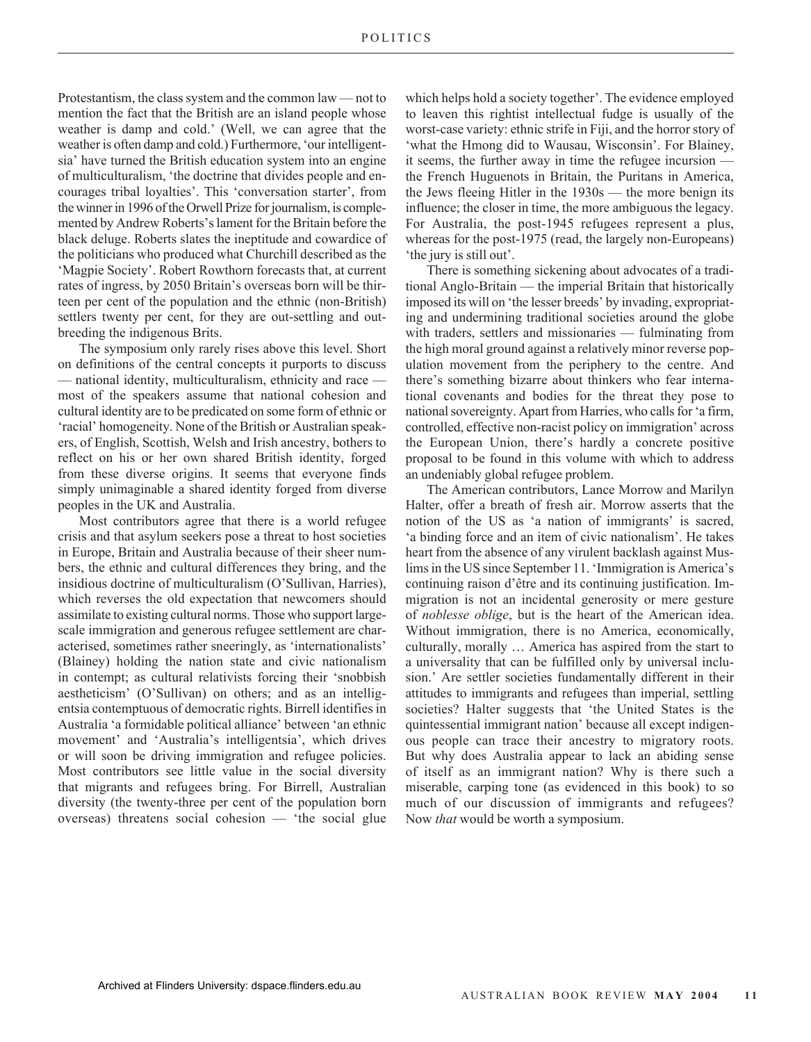Protestantism, the class system and the common law — not to mention the fact that the British are an island people whose weather is damp and cold.' (Well, we can agree that the weather is often damp and cold.) Furthermore, 'our intelligentsia' have turned the British education system into an engine of multiculturalism, 'the doctrine that divides people and encourages tribal loyalties'. This 'conversation starter', from the winner in 1996 of the Orwell Prize for journalism, is complemented by Andrew Roberts's lament for the Britain before the black deluge. Roberts slates the ineptitude and cowardice of the politicians who produced what Churchill described as the 'Magpie Society'. Robert Rowthorn forecasts that, at current rates of ingress, by 2050 Britain's overseas born will be thirteen per cent of the population and the ethnic (non-British) settlers twenty per cent, for they are out-settling and outbreeding the indigenous Brits.

The symposium only rarely rises above this level. Short on definitions of the central concepts it purports to discuss — national identity, multiculturalism, ethnicity and race — most of the speakers assume that national cohesion and cultural identity are to be predicated on some form of ethnic or 'racial' homogeneity. None of the British or Australian speakers, of English, Scottish, Welsh and Irish ancestry, bothers to reflect on his or her own shared British identity, forged from these diverse origins. It seems that everyone finds simply unimaginable a shared identity forged from diverse peoples in the UK and Australia.

Most contributors agree that there is a world refugee crisis and that asylum seekers pose a threat to host societies in Europe, Britain and Australia because of their sheer numbers, the ethnic and cultural differences they bring, and the insidious doctrine of multiculturalism (O'Sullivan, Harries), which reverses the old expectation that newcomers should assimilate to existing cultural norms. Those who support large-scale immigration and generous refugee settlement are characterised, sometimes rather sneeringly, as 'internationalists' (Blainey) holding the nation state and civic nationalism in contempt; as cultural relativists forcing their 'snobbish aestheticism' (O'Sullivan) on others; and as an intelligentsia contemptuous of democratic rights. Birrell identifies in Australia 'a formidable political alliance' between 'an ethnic movement' and 'Australia's intelligentsia', which drives or will soon be driving immigration and refugee policies. Most contributors see little value in the social diversity that migrants and refugees bring. For Birrell, Australian diversity (the twenty-three per cent of the population born overseas) threatens social cohesion — 'the social glue which helps hold a society together'. The evidence employed to leaven this rightist intellectual fudge is usually of the worst-case variety: ethnic strife in Fiji, and the horror story of 'what the Hmong did to Wausau, Wisconsin'. For Blainey, it seems, the further away in time the refugee incursion — the French Huguenots in Britain, the Puritans in America, the Jews fleeing Hitler in the 1930s — the more benign its influence; the closer in time, the more ambiguous the legacy. For Australia, the post-1945 refugees represent a plus, whereas for the post-1975 (read, the largely non-Europeans) 'the jury is still out'.

There is something sickening about advocates of a traditional Anglo-Britain — the imperial Britain that historically imposed its will on 'the lesser breeds' by invading, expropriating and undermining traditional societies around the globe with traders, settlers and missionaries — fulminating from the high moral ground against a relatively minor reverse population movement from the periphery to the centre. And there's something bizarre about thinkers who fear international covenants and bodies for the threat they pose to national sovereignty. Apart from Harries, who calls for 'a firm, controlled, effective non-racist policy on immigration' across the European Union, there's hardly a concrete positive proposal to be found in this volume with which to address an undeniably global refugee problem.

The American contributors, Lance Morrow and Marilyn Halter, offer a breath of fresh air. Morrow asserts that the notion of the US as 'a nation of immigrants' is sacred, 'a binding force and an item of civic nationalism'. He takes heart from the absence of any virulent backlash against Muslims in the US since September 11. 'Immigration is America's continuing raison d'être and its continuing justification. Immigration is not an incidental generosity or mere gesture of *noblesse oblige*, but is the heart of the American idea. Without immigration, there is no America, economically, culturally, morally … America has aspired from the start to a universality that can be fulfilled only by universal inclusion.' Are settler societies fundamentally different in their attitudes to immigrants and refugees than imperial, settling societies? Halter suggests that 'the United States is the quintessential immigrant nation' because all except indigenous people can trace their ancestry to migratory roots. But why does Australia appear to lack an abiding sense of itself as an immigrant nation? Why is there such a miserable, carping tone (as evidenced in this book) to so much of our discussion of immigrants and refugees? Now *that* would be worth a symposium.

Archived at Flinders University: dspace.flinders.edu.au